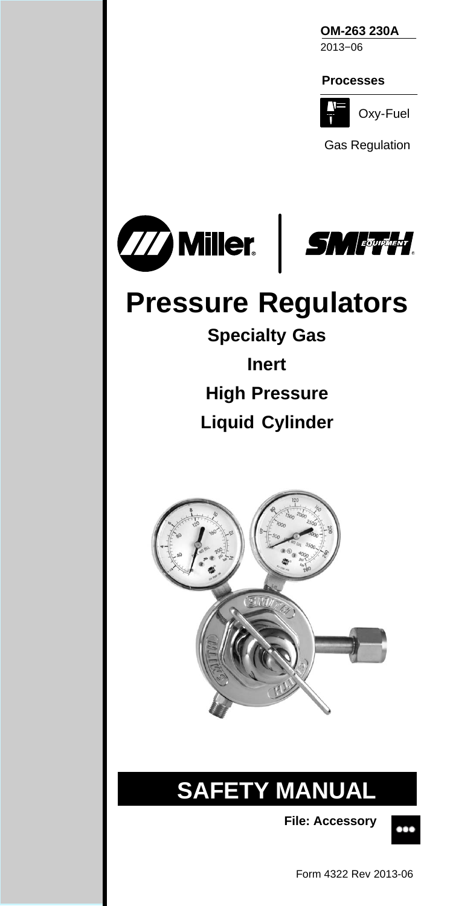**OM-263 230A**
2013−06

**Processes**

Oxy-Fuel

Gas Regulation

# Pressure Regulators

**Specialty Gas**

**Inert**

**High Pressure**

**Liquid Cylinder**

## SAFETY MANUAL

**File: Accessory**

Form 4322 Rev 2013-06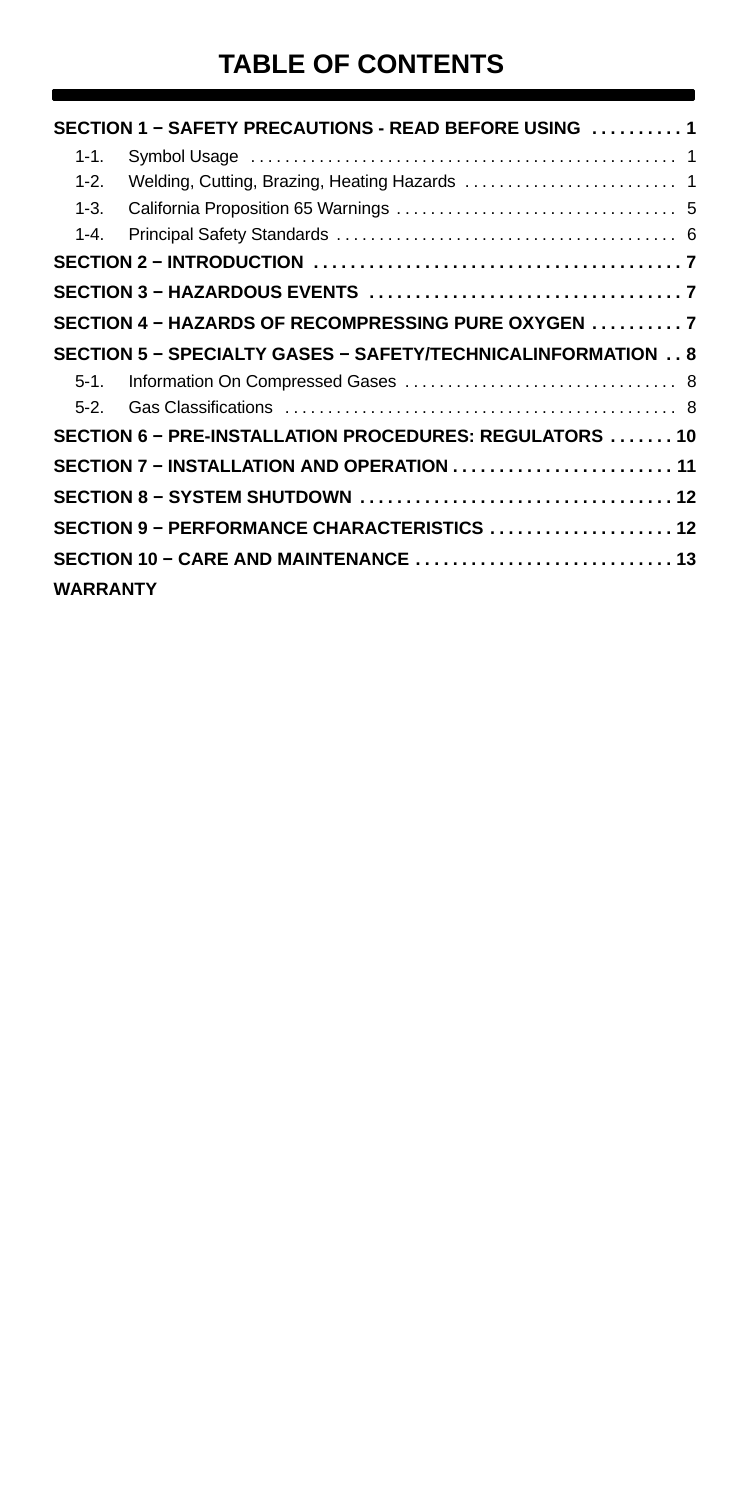# TABLE OF CONTENTS

**SECTION 1 − SAFETY PRECAUTIONS - READ BEFORE USING . . . . . . . . . . 1**

- 1-1. Symbol Usage . . . . . . . . . . . . . . . . . . . . . . . . . . . . . . . . . . . . . . . . . . . . . . . . . 1
- 1-2. Welding, Cutting, Brazing, Heating Hazards . . . . . . . . . . . . . . . . . . . . . . . . . 1
- 1-3. California Proposition 65 Warnings . . . . . . . . . . . . . . . . . . . . . . . . . . . . . . . . 5
- 1-4. Principal Safety Standards . . . . . . . . . . . . . . . . . . . . . . . . . . . . . . . . . . . . . . . 6

**SECTION 2 − INTRODUCTION . . . . . . . . . . . . . . . . . . . . . . . . . . . . . . . . . . . . . . . 7**

**SECTION 3 − HAZARDOUS EVENTS . . . . . . . . . . . . . . . . . . . . . . . . . . . . . . . . . . 7**

**SECTION 4 − HAZARDS OF RECOMPRESSING PURE OXYGEN . . . . . . . . . . 7**

**SECTION 5 − SPECIALTY GASES − SAFETY/TECHNICALINFORMATION . . 8**

- 5-1. Information On Compressed Gases . . . . . . . . . . . . . . . . . . . . . . . . . . . . . . . 8
- 5-2. Gas Classifications . . . . . . . . . . . . . . . . . . . . . . . . . . . . . . . . . . . . . . . . . . . . . 8

**SECTION 6 − PRE-INSTALLATION PROCEDURES: REGULATORS . . . . . . . 10**

**SECTION 7 − INSTALLATION AND OPERATION . . . . . . . . . . . . . . . . . . . . . . . . 11**

**SECTION 8 − SYSTEM SHUTDOWN . . . . . . . . . . . . . . . . . . . . . . . . . . . . . . . . . . 12**

**SECTION 9 − PERFORMANCE CHARACTERISTICS . . . . . . . . . . . . . . . . . . . . 12**

**SECTION 10 − CARE AND MAINTENANCE . . . . . . . . . . . . . . . . . . . . . . . . . . . . 13**

**WARRANTY**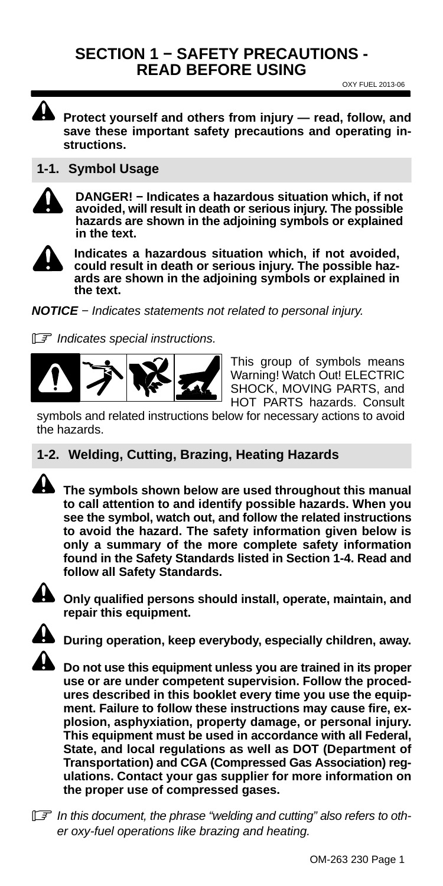# SECTION 1 − SAFETY PRECAUTIONS - READ BEFORE USING

OXY FUEL 2013-06

**Protect yourself and others from injury — read, follow, and save these important safety precautions and operating instructions.**

## 1-1. Symbol Usage

**DANGER! − Indicates a hazardous situation which, if not avoided, will result in death or serious injury. The possible hazards are shown in the adjoining symbols or explained in the text.**

**Indicates a hazardous situation which, if not avoided, could result in death or serious injury. The possible hazards are shown in the adjoining symbols or explained in the text.**

***NOTICE*** *− Indicates statements not related to personal injury.*

*Indicates special instructions.*

This group of symbols means Warning! Watch Out! ELECTRIC SHOCK, MOVING PARTS, and HOT PARTS hazards. Consult symbols and related instructions below for necessary actions to avoid the hazards.

## 1-2. Welding, Cutting, Brazing, Heating Hazards

**The symbols shown below are used throughout this manual to call attention to and identify possible hazards. When you see the symbol, watch out, and follow the related instructions to avoid the hazard. The safety information given below is only a summary of the more complete safety information found in the Safety Standards listed in Section 1-4. Read and follow all Safety Standards.**

**Only qualified persons should install, operate, maintain, and repair this equipment.**

**During operation, keep everybody, especially children, away.**

**Do not use this equipment unless you are trained in its proper use or are under competent supervision. Follow the procedures described in this booklet every time you use the equipment. Failure to follow these instructions may cause fire, explosion, asphyxiation, property damage, or personal injury. This equipment must be used in accordance with all Federal, State, and local regulations as well as DOT (Department of Transportation) and CGA (Compressed Gas Association) regulations. Contact your gas supplier for more information on the proper use of compressed gases.**

*In this document, the phrase "welding and cutting" also refers to other oxy-fuel operations like brazing and heating.*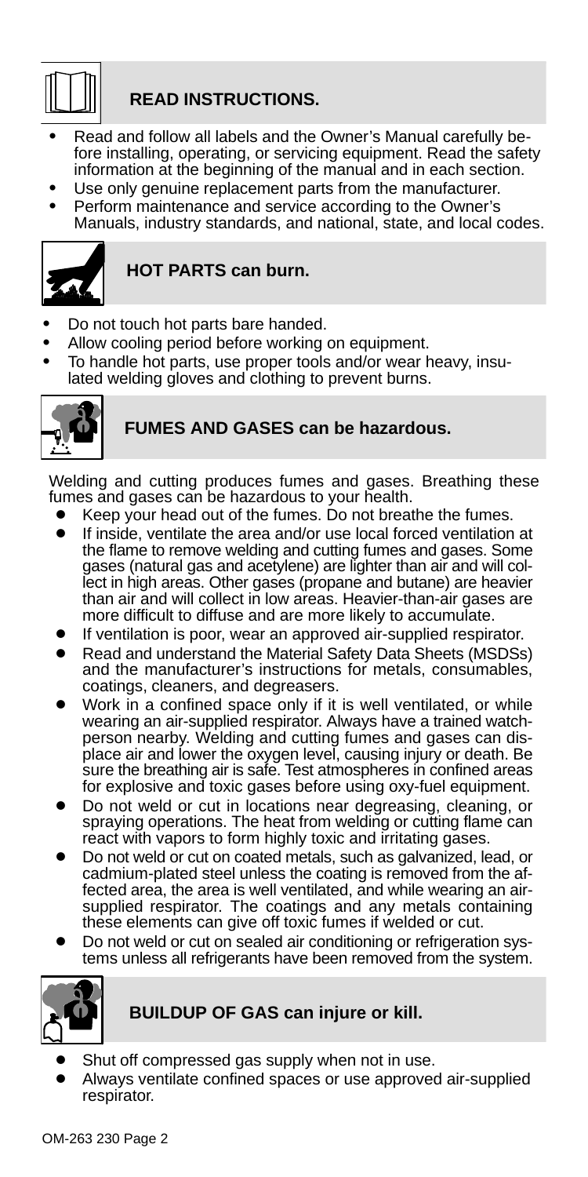## READ INSTRUCTIONS.

- Read and follow all labels and the Owner's Manual carefully before installing, operating, or servicing equipment. Read the safety information at the beginning of the manual and in each section.
- Use only genuine replacement parts from the manufacturer.
- Perform maintenance and service according to the Owner's Manuals, industry standards, and national, state, and local codes.

## HOT PARTS can burn.

- Do not touch hot parts bare handed.
- Allow cooling period before working on equipment.
- To handle hot parts, use proper tools and/or wear heavy, insulated welding gloves and clothing to prevent burns.

## FUMES AND GASES can be hazardous.

Welding and cutting produces fumes and gases. Breathing these fumes and gases can be hazardous to your health.

- Keep your head out of the fumes. Do not breathe the fumes.
- If inside, ventilate the area and/or use local forced ventilation at the flame to remove welding and cutting fumes and gases. Some gases (natural gas and acetylene) are lighter than air and will collect in high areas. Other gases (propane and butane) are heavier than air and will collect in low areas. Heavier-than-air gases are more difficult to diffuse and are more likely to accumulate.
- If ventilation is poor, wear an approved air-supplied respirator.
- Read and understand the Material Safety Data Sheets (MSDSs) and the manufacturer's instructions for metals, consumables, coatings, cleaners, and degreasers.
- Work in a confined space only if it is well ventilated, or while wearing an air-supplied respirator. Always have a trained watchperson nearby. Welding and cutting fumes and gases can displace air and lower the oxygen level, causing injury or death. Be sure the breathing air is safe. Test atmospheres in confined areas for explosive and toxic gases before using oxy-fuel equipment.
- Do not weld or cut in locations near degreasing, cleaning, or spraying operations. The heat from welding or cutting flame can react with vapors to form highly toxic and irritating gases.
- Do not weld or cut on coated metals, such as galvanized, lead, or cadmium-plated steel unless the coating is removed from the affected area, the area is well ventilated, and while wearing an air-supplied respirator. The coatings and any metals containing these elements can give off toxic fumes if welded or cut.
- Do not weld or cut on sealed air conditioning or refrigeration systems unless all refrigerants have been removed from the system.

## BUILDUP OF GAS can injure or kill.

- Shut off compressed gas supply when not in use.
- Always ventilate confined spaces or use approved air-supplied respirator.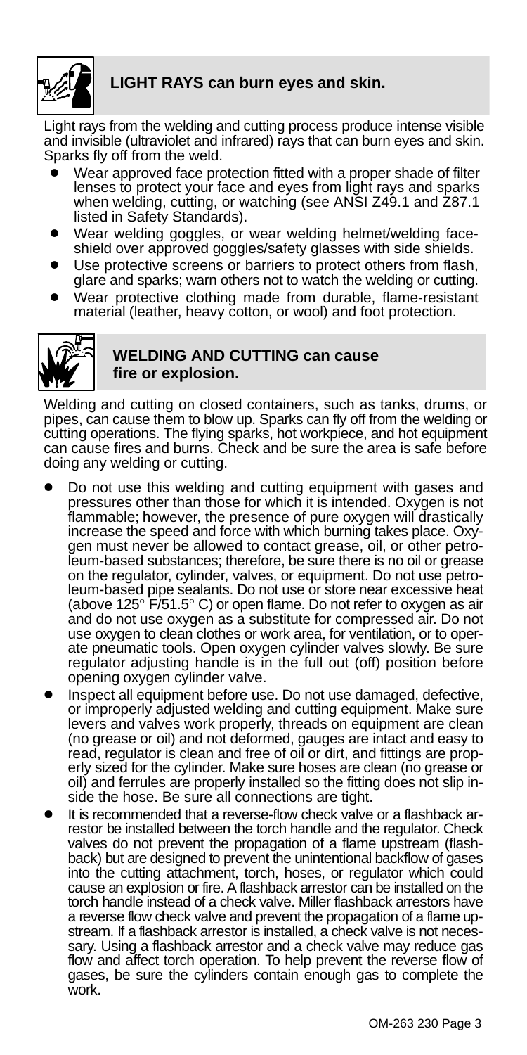### LIGHT RAYS can burn eyes and skin.

Light rays from the welding and cutting process produce intense visible and invisible (ultraviolet and infrared) rays that can burn eyes and skin. Sparks fly off from the weld.

- Wear approved face protection fitted with a proper shade of filter lenses to protect your face and eyes from light rays and sparks when welding, cutting, or watching (see ANSI Z49.1 and Z87.1 listed in Safety Standards).
- Wear welding goggles, or wear welding helmet/welding face-shield over approved goggles/safety glasses with side shields.
- Use protective screens or barriers to protect others from flash, glare and sparks; warn others not to watch the welding or cutting.
- Wear protective clothing made from durable, flame-resistant material (leather, heavy cotton, or wool) and foot protection.

### WELDING AND CUTTING can cause fire or explosion.

Welding and cutting on closed containers, such as tanks, drums, or pipes, can cause them to blow up. Sparks can fly off from the welding or cutting operations. The flying sparks, hot workpiece, and hot equipment can cause fires and burns. Check and be sure the area is safe before doing any welding or cutting.

- Do not use this welding and cutting equipment with gases and pressures other than those for which it is intended. Oxygen is not flammable; however, the presence of pure oxygen will drastically increase the speed and force with which burning takes place. Oxygen must never be allowed to contact grease, oil, or other petroleum-based substances; therefore, be sure there is no oil or grease on the regulator, cylinder, valves, or equipment. Do not use petroleum-based pipe sealants. Do not use or store near excessive heat (above 125° F/51.5° C) or open flame. Do not refer to oxygen as air and do not use oxygen as a substitute for compressed air. Do not use oxygen to clean clothes or work area, for ventilation, or to operate pneumatic tools. Open oxygen cylinder valves slowly. Be sure regulator adjusting handle is in the full out (off) position before opening oxygen cylinder valve.
- Inspect all equipment before use. Do not use damaged, defective, or improperly adjusted welding and cutting equipment. Make sure levers and valves work properly, threads on equipment are clean (no grease or oil) and not deformed, gauges are intact and easy to read, regulator is clean and free of oil or dirt, and fittings are properly sized for the cylinder. Make sure hoses are clean (no grease or oil) and ferrules are properly installed so the fitting does not slip inside the hose. Be sure all connections are tight.
- It is recommended that a reverse-flow check valve or a flashback arrestor be installed between the torch handle and the regulator. Check valves do not prevent the propagation of a flame upstream (flashback) but are designed to prevent the unintentional backflow of gases into the cutting attachment, torch, hoses, or regulator which could cause an explosion or fire. A flashback arrestor can be installed on the torch handle instead of a check valve. Miller flashback arrestors have a reverse flow check valve and prevent the propagation of a flame upstream. If a flashback arrestor is installed, a check valve is not necessary. Using a flashback arrestor and a check valve may reduce gas flow and affect torch operation. To help prevent the reverse flow of gases, be sure the cylinders contain enough gas to complete the work.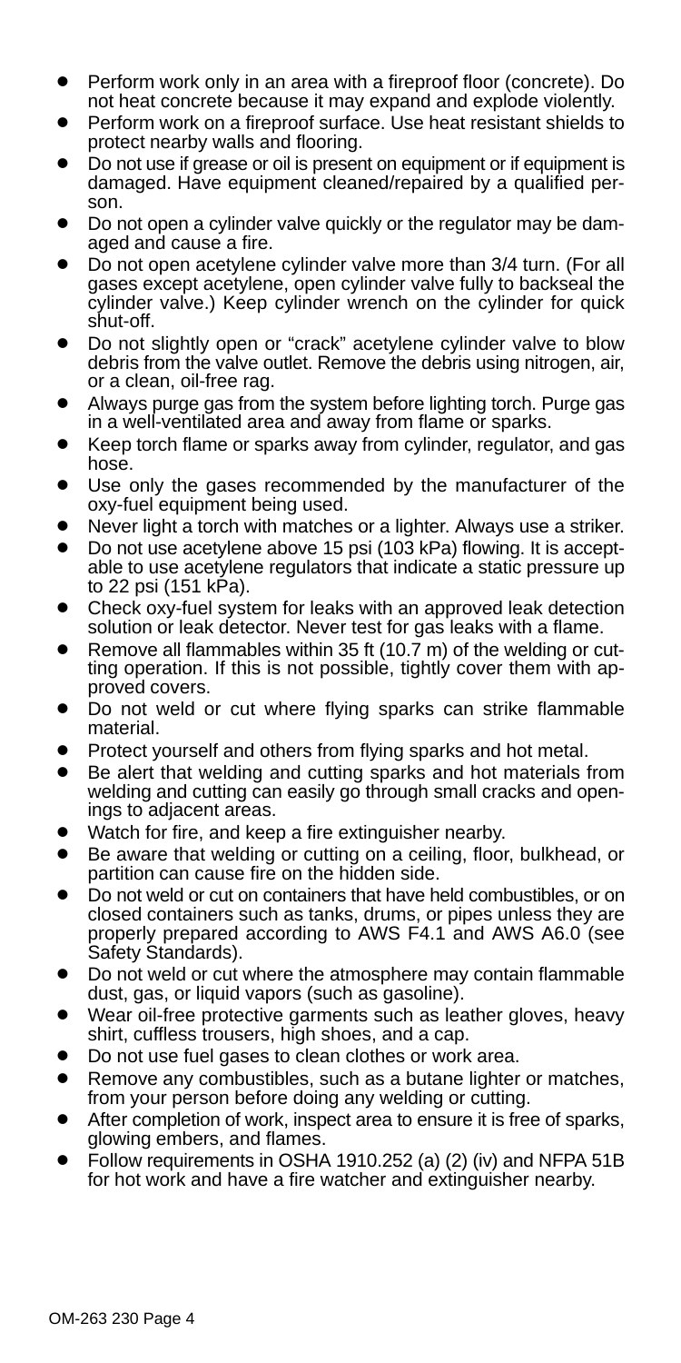- Perform work only in an area with a fireproof floor (concrete). Do not heat concrete because it may expand and explode violently.
- Perform work on a fireproof surface. Use heat resistant shields to protect nearby walls and flooring.
- Do not use if grease or oil is present on equipment or if equipment is damaged. Have equipment cleaned/repaired by a qualified person.
- Do not open a cylinder valve quickly or the regulator may be damaged and cause a fire.
- Do not open acetylene cylinder valve more than 3/4 turn. (For all gases except acetylene, open cylinder valve fully to backseal the cylinder valve.) Keep cylinder wrench on the cylinder for quick shut-off.
- Do not slightly open or "crack" acetylene cylinder valve to blow debris from the valve outlet. Remove the debris using nitrogen, air, or a clean, oil-free rag.
- Always purge gas from the system before lighting torch. Purge gas in a well-ventilated area and away from flame or sparks.
- Keep torch flame or sparks away from cylinder, regulator, and gas hose.
- Use only the gases recommended by the manufacturer of the oxy-fuel equipment being used.
- Never light a torch with matches or a lighter. Always use a striker.
- Do not use acetylene above 15 psi (103 kPa) flowing. It is acceptable to use acetylene regulators that indicate a static pressure up to 22 psi (151 kPa).
- Check oxy-fuel system for leaks with an approved leak detection solution or leak detector. Never test for gas leaks with a flame.
- Remove all flammables within 35 ft (10.7 m) of the welding or cutting operation. If this is not possible, tightly cover them with approved covers.
- Do not weld or cut where flying sparks can strike flammable material.
- Protect yourself and others from flying sparks and hot metal.
- Be alert that welding and cutting sparks and hot materials from welding and cutting can easily go through small cracks and openings to adjacent areas.
- Watch for fire, and keep a fire extinguisher nearby.
- Be aware that welding or cutting on a ceiling, floor, bulkhead, or partition can cause fire on the hidden side.
- Do not weld or cut on containers that have held combustibles, or on closed containers such as tanks, drums, or pipes unless they are properly prepared according to AWS F4.1 and AWS A6.0 (see Safety Standards).
- Do not weld or cut where the atmosphere may contain flammable dust, gas, or liquid vapors (such as gasoline).
- Wear oil-free protective garments such as leather gloves, heavy shirt, cuffless trousers, high shoes, and a cap.
- Do not use fuel gases to clean clothes or work area.
- Remove any combustibles, such as a butane lighter or matches, from your person before doing any welding or cutting.
- After completion of work, inspect area to ensure it is free of sparks, glowing embers, and flames.
- Follow requirements in OSHA 1910.252 (a) (2) (iv) and NFPA 51B for hot work and have a fire watcher and extinguisher nearby.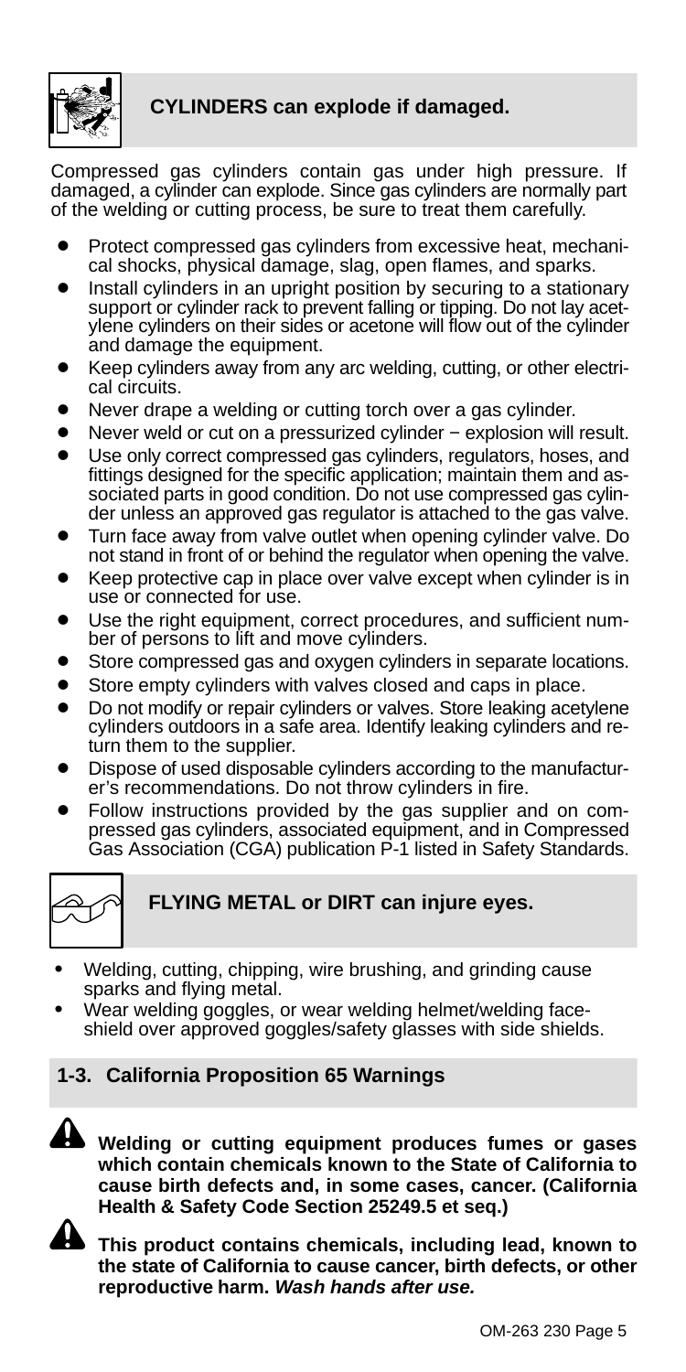### CYLINDERS can explode if damaged.

Compressed gas cylinders contain gas under high pressure. If damaged, a cylinder can explode. Since gas cylinders are normally part of the welding or cutting process, be sure to treat them carefully.

- Protect compressed gas cylinders from excessive heat, mechanical shocks, physical damage, slag, open flames, and sparks.
- Install cylinders in an upright position by securing to a stationary support or cylinder rack to prevent falling or tipping. Do not lay acetylene cylinders on their sides or acetone will flow out of the cylinder and damage the equipment.
- Keep cylinders away from any arc welding, cutting, or other electrical circuits.
- Never drape a welding or cutting torch over a gas cylinder.
- Never weld or cut on a pressurized cylinder − explosion will result.
- Use only correct compressed gas cylinders, regulators, hoses, and fittings designed for the specific application; maintain them and associated parts in good condition. Do not use compressed gas cylinder unless an approved gas regulator is attached to the gas valve.
- Turn face away from valve outlet when opening cylinder valve. Do not stand in front of or behind the regulator when opening the valve.
- Keep protective cap in place over valve except when cylinder is in use or connected for use.
- Use the right equipment, correct procedures, and sufficient number of persons to lift and move cylinders.
- Store compressed gas and oxygen cylinders in separate locations.
- Store empty cylinders with valves closed and caps in place.
- Do not modify or repair cylinders or valves. Store leaking acetylene cylinders outdoors in a safe area. Identify leaking cylinders and return them to the supplier.
- Dispose of used disposable cylinders according to the manufacturer's recommendations. Do not throw cylinders in fire.
- Follow instructions provided by the gas supplier and on compressed gas cylinders, associated equipment, and in Compressed Gas Association (CGA) publication P-1 listed in Safety Standards.

### FLYING METAL or DIRT can injure eyes.

- Welding, cutting, chipping, wire brushing, and grinding cause sparks and flying metal.
- Wear welding goggles, or wear welding helmet/welding face-shield over approved goggles/safety glasses with side shields.

## 1-3. California Proposition 65 Warnings

**Welding or cutting equipment produces fumes or gases which contain chemicals known to the State of California to cause birth defects and, in some cases, cancer. (California Health & Safety Code Section 25249.5 et seq.)**

**This product contains chemicals, including lead, known to the state of California to cause cancer, birth defects, or other reproductive harm. *Wash hands after use.***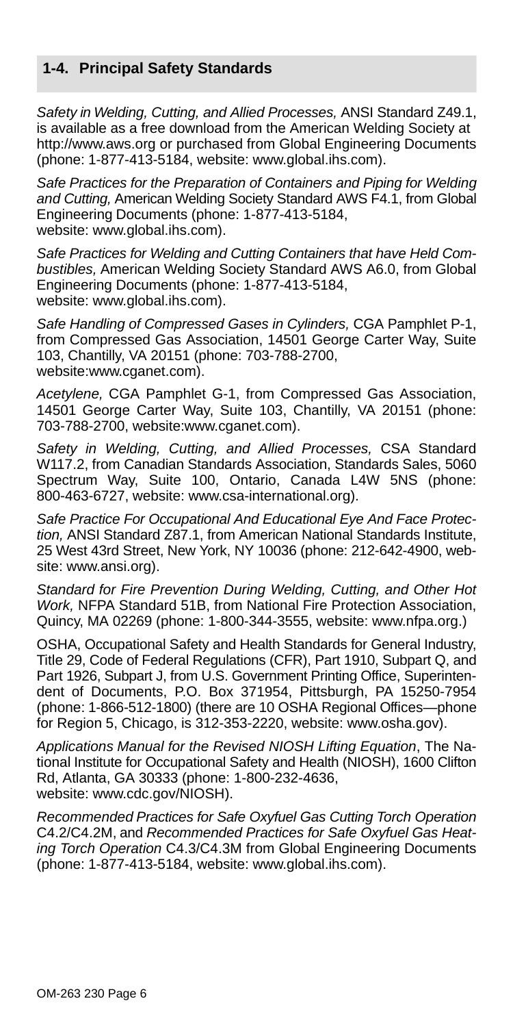## 1-4. Principal Safety Standards

*Safety in Welding, Cutting, and Allied Processes,* ANSI Standard Z49.1, is available as a free download from the American Welding Society at http://www.aws.org or purchased from Global Engineering Documents (phone: 1-877-413-5184, website: www.global.ihs.com).

*Safe Practices for the Preparation of Containers and Piping for Welding and Cutting,* American Welding Society Standard AWS F4.1, from Global Engineering Documents (phone: 1-877-413-5184, website: www.global.ihs.com).

*Safe Practices for Welding and Cutting Containers that have Held Combustibles,* American Welding Society Standard AWS A6.0, from Global Engineering Documents (phone: 1-877-413-5184, website: www.global.ihs.com).

*Safe Handling of Compressed Gases in Cylinders,* CGA Pamphlet P-1, from Compressed Gas Association, 14501 George Carter Way, Suite 103, Chantilly, VA 20151 (phone: 703-788-2700, website:www.cganet.com).

*Acetylene,* CGA Pamphlet G-1, from Compressed Gas Association, 14501 George Carter Way, Suite 103, Chantilly, VA 20151 (phone: 703-788-2700, website:www.cganet.com).

*Safety in Welding, Cutting, and Allied Processes,* CSA Standard W117.2, from Canadian Standards Association, Standards Sales, 5060 Spectrum Way, Suite 100, Ontario, Canada L4W 5NS (phone: 800-463-6727, website: www.csa-international.org).

*Safe Practice For Occupational And Educational Eye And Face Protection,* ANSI Standard Z87.1, from American National Standards Institute, 25 West 43rd Street, New York, NY 10036 (phone: 212-642-4900, website: www.ansi.org).

*Standard for Fire Prevention During Welding, Cutting, and Other Hot Work,* NFPA Standard 51B, from National Fire Protection Association, Quincy, MA 02269 (phone: 1-800-344-3555, website: www.nfpa.org.)

OSHA, Occupational Safety and Health Standards for General Industry, Title 29, Code of Federal Regulations (CFR), Part 1910, Subpart Q, and Part 1926, Subpart J, from U.S. Government Printing Office, Superintendent of Documents, P.O. Box 371954, Pittsburgh, PA 15250-7954 (phone: 1-866-512-1800) (there are 10 OSHA Regional Offices—phone for Region 5, Chicago, is 312-353-2220, website: www.osha.gov).

*Applications Manual for the Revised NIOSH Lifting Equation*, The National Institute for Occupational Safety and Health (NIOSH), 1600 Clifton Rd, Atlanta, GA 30333 (phone: 1-800-232-4636, website: www.cdc.gov/NIOSH).

*Recommended Practices for Safe Oxyfuel Gas Cutting Torch Operation* C4.2/C4.2M, and *Recommended Practices for Safe Oxyfuel Gas Heating Torch Operation* C4.3/C4.3M from Global Engineering Documents (phone: 1-877-413-5184, website: www.global.ihs.com).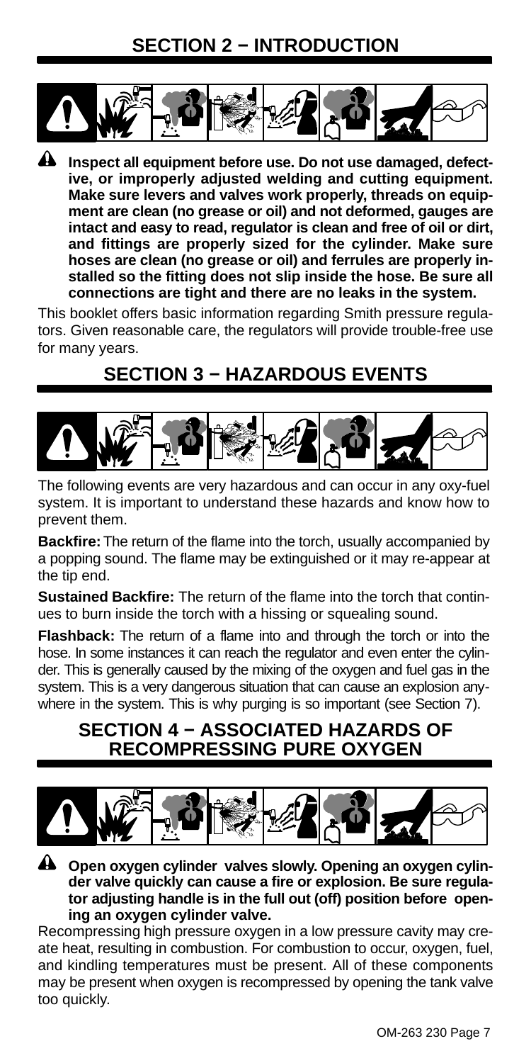## SECTION 2 − INTRODUCTION

**Inspect all equipment before use. Do not use damaged, defective, or improperly adjusted welding and cutting equipment. Make sure levers and valves work properly, threads on equipment are clean (no grease or oil) and not deformed, gauges are intact and easy to read, regulator is clean and free of oil or dirt, and fittings are properly sized for the cylinder. Make sure hoses are clean (no grease or oil) and ferrules are properly installed so the fitting does not slip inside the hose. Be sure all connections are tight and there are no leaks in the system.**

This booklet offers basic information regarding Smith pressure regulators. Given reasonable care, the regulators will provide trouble-free use for many years.

## SECTION 3 − HAZARDOUS EVENTS

The following events are very hazardous and can occur in any oxy-fuel system. It is important to understand these hazards and know how to prevent them.

**Backfire:** The return of the flame into the torch, usually accompanied by a popping sound. The flame may be extinguished or it may re-appear at the tip end.

**Sustained Backfire:** The return of the flame into the torch that continues to burn inside the torch with a hissing or squealing sound.

**Flashback:** The return of a flame into and through the torch or into the hose. In some instances it can reach the regulator and even enter the cylinder. This is generally caused by the mixing of the oxygen and fuel gas in the system. This is a very dangerous situation that can cause an explosion anywhere in the system. This is why purging is so important (see Section 7).

## SECTION 4 − ASSOCIATED HAZARDS OF RECOMPRESSING PURE OXYGEN

**Open oxygen cylinder valves slowly. Opening an oxygen cylinder valve quickly can cause a fire or explosion. Be sure regulator adjusting handle is in the full out (off) position before opening an oxygen cylinder valve.**

Recompressing high pressure oxygen in a low pressure cavity may create heat, resulting in combustion. For combustion to occur, oxygen, fuel, and kindling temperatures must be present. All of these components may be present when oxygen is recompressed by opening the tank valve too quickly.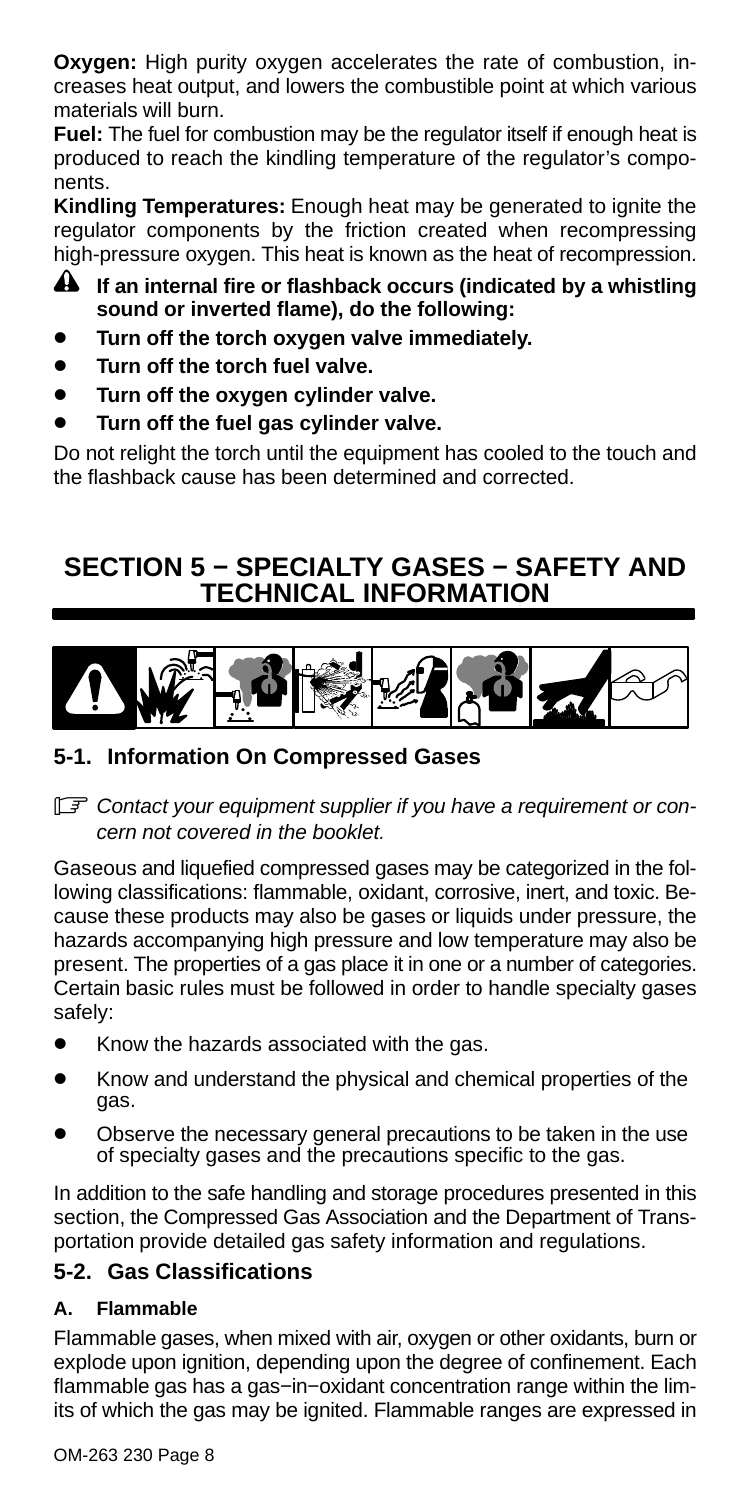**Oxygen:** High purity oxygen accelerates the rate of combustion, increases heat output, and lowers the combustible point at which various materials will burn.

**Fuel:** The fuel for combustion may be the regulator itself if enough heat is produced to reach the kindling temperature of the regulator's components.

**Kindling Temperatures:** Enough heat may be generated to ignite the regulator components by the friction created when recompressing high-pressure oxygen. This heat is known as the heat of recompression.

**If an internal fire or flashback occurs (indicated by a whistling sound or inverted flame), do the following:**

- **Turn off the torch oxygen valve immediately.**
- **Turn off the torch fuel valve.**
- **Turn off the oxygen cylinder valve.**
- **Turn off the fuel gas cylinder valve.**

Do not relight the torch until the equipment has cooled to the touch and the flashback cause has been determined and corrected.

# SECTION 5 − SPECIALTY GASES − SAFETY AND TECHNICAL INFORMATION

## 5-1. Information On Compressed Gases

*Contact your equipment supplier if you have a requirement or concern not covered in the booklet.*

Gaseous and liquefied compressed gases may be categorized in the following classifications: flammable, oxidant, corrosive, inert, and toxic. Because these products may also be gases or liquids under pressure, the hazards accompanying high pressure and low temperature may also be present. The properties of a gas place it in one or a number of categories. Certain basic rules must be followed in order to handle specialty gases safely:

- Know the hazards associated with the gas.
- Know and understand the physical and chemical properties of the gas.
- Observe the necessary general precautions to be taken in the use of specialty gases and the precautions specific to the gas.

In addition to the safe handling and storage procedures presented in this section, the Compressed Gas Association and the Department of Transportation provide detailed gas safety information and regulations.

## 5-2. Gas Classifications

### A. Flammable

Flammable gases, when mixed with air, oxygen or other oxidants, burn or explode upon ignition, depending upon the degree of confinement. Each flammable gas has a gas−in−oxidant concentration range within the limits of which the gas may be ignited. Flammable ranges are expressed in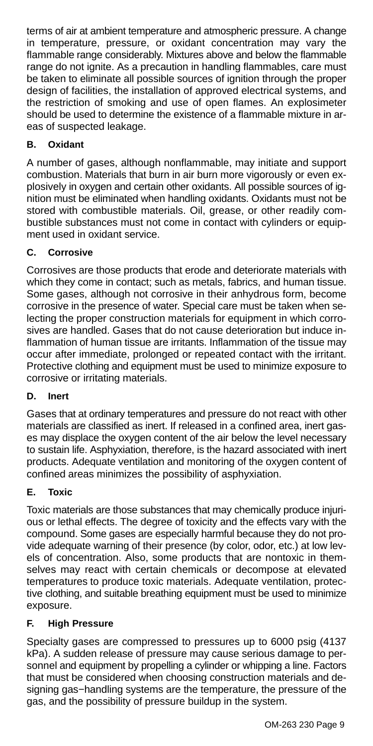terms of air at ambient temperature and atmospheric pressure. A change in temperature, pressure, or oxidant concentration may vary the flammable range considerably. Mixtures above and below the flammable range do not ignite. As a precaution in handling flammables, care must be taken to eliminate all possible sources of ignition through the proper design of facilities, the installation of approved electrical systems, and the restriction of smoking and use of open flames. An explosimeter should be used to determine the existence of a flammable mixture in areas of suspected leakage.

### B. Oxidant

A number of gases, although nonflammable, may initiate and support combustion. Materials that burn in air burn more vigorously or even explosively in oxygen and certain other oxidants. All possible sources of ignition must be eliminated when handling oxidants. Oxidants must not be stored with combustible materials. Oil, grease, or other readily combustible substances must not come in contact with cylinders or equipment used in oxidant service.

### C. Corrosive

Corrosives are those products that erode and deteriorate materials with which they come in contact; such as metals, fabrics, and human tissue. Some gases, although not corrosive in their anhydrous form, become corrosive in the presence of water. Special care must be taken when selecting the proper construction materials for equipment in which corrosives are handled. Gases that do not cause deterioration but induce inflammation of human tissue are irritants. Inflammation of the tissue may occur after immediate, prolonged or repeated contact with the irritant. Protective clothing and equipment must be used to minimize exposure to corrosive or irritating materials.

### D. Inert

Gases that at ordinary temperatures and pressure do not react with other materials are classified as inert. If released in a confined area, inert gases may displace the oxygen content of the air below the level necessary to sustain life. Asphyxiation, therefore, is the hazard associated with inert products. Adequate ventilation and monitoring of the oxygen content of confined areas minimizes the possibility of asphyxiation.

### E. Toxic

Toxic materials are those substances that may chemically produce injurious or lethal effects. The degree of toxicity and the effects vary with the compound. Some gases are especially harmful because they do not provide adequate warning of their presence (by color, odor, etc.) at low levels of concentration. Also, some products that are nontoxic in themselves may react with certain chemicals or decompose at elevated temperatures to produce toxic materials. Adequate ventilation, protective clothing, and suitable breathing equipment must be used to minimize exposure.

### F. High Pressure

Specialty gases are compressed to pressures up to 6000 psig (4137 kPa). A sudden release of pressure may cause serious damage to personnel and equipment by propelling a cylinder or whipping a line. Factors that must be considered when choosing construction materials and designing gas−handling systems are the temperature, the pressure of the gas, and the possibility of pressure buildup in the system.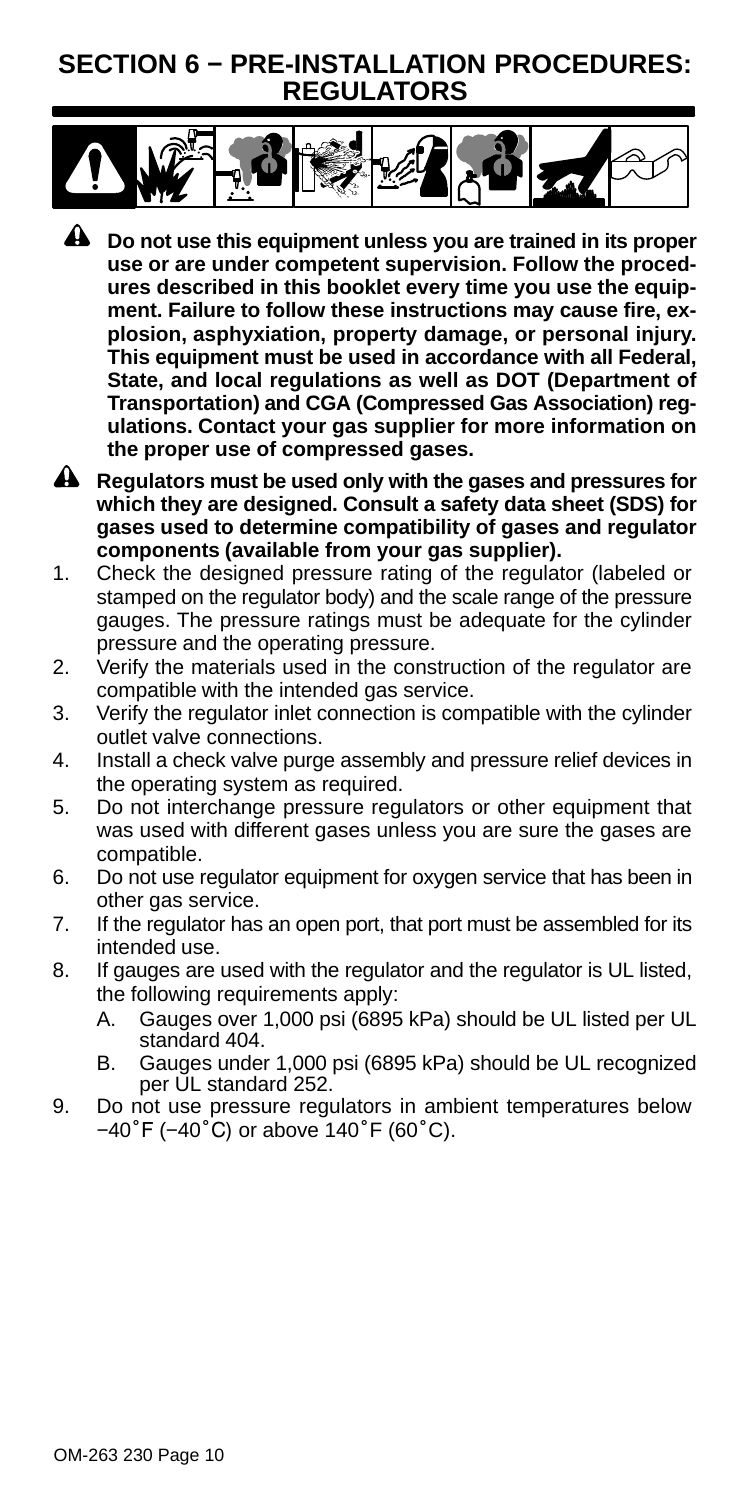# SECTION 6 − PRE-INSTALLATION PROCEDURES: REGULATORS

**Do not use this equipment unless you are trained in its proper use or are under competent supervision. Follow the procedures described in this booklet every time you use the equipment. Failure to follow these instructions may cause fire, explosion, asphyxiation, property damage, or personal injury. This equipment must be used in accordance with all Federal, State, and local regulations as well as DOT (Department of Transportation) and CGA (Compressed Gas Association) regulations. Contact your gas supplier for more information on the proper use of compressed gases.**

**Regulators must be used only with the gases and pressures for which they are designed. Consult a safety data sheet (SDS) for gases used to determine compatibility of gases and regulator components (available from your gas supplier).**

1. Check the designed pressure rating of the regulator (labeled or stamped on the regulator body) and the scale range of the pressure gauges. The pressure ratings must be adequate for the cylinder pressure and the operating pressure.
2. Verify the materials used in the construction of the regulator are compatible with the intended gas service.
3. Verify the regulator inlet connection is compatible with the cylinder outlet valve connections.
4. Install a check valve purge assembly and pressure relief devices in the operating system as required.
5. Do not interchange pressure regulators or other equipment that was used with different gases unless you are sure the gases are compatible.
6. Do not use regulator equipment for oxygen service that has been in other gas service.
7. If the regulator has an open port, that port must be assembled for its intended use.
8. If gauges are used with the regulator and the regulator is UL listed, the following requirements apply:
   - A. Gauges over 1,000 psi (6895 kPa) should be UL listed per UL standard 404.
   - B. Gauges under 1,000 psi (6895 kPa) should be UL recognized per UL standard 252.
9. Do not use pressure regulators in ambient temperatures below −40˚F (−40˚C) or above 140˚F (60˚C).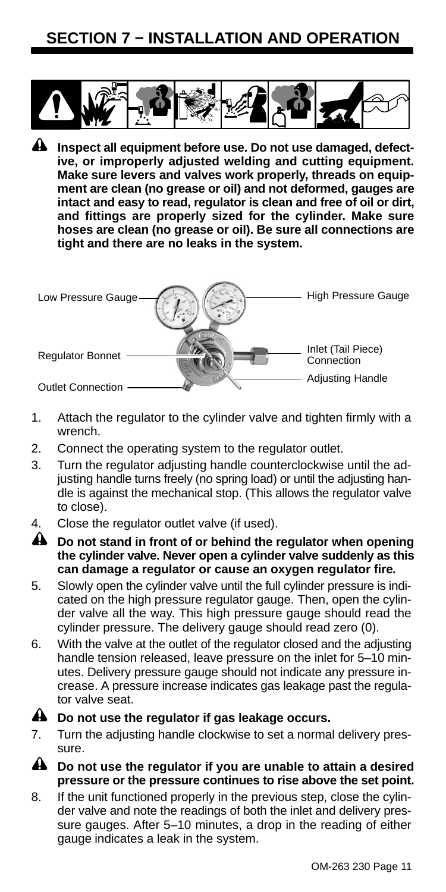# SECTION 7 − INSTALLATION AND OPERATION

**Inspect all equipment before use. Do not use damaged, defective, or improperly adjusted welding and cutting equipment. Make sure levers and valves work properly, threads on equipment are clean (no grease or oil) and not deformed, gauges are intact and easy to read, regulator is clean and free of oil or dirt, and fittings are properly sized for the cylinder. Make sure hoses are clean (no grease or oil). Be sure all connections are tight and there are no leaks in the system.**

Low Pressure Gauge

High Pressure Gauge

Regulator Bonnet

Inlet (Tail Piece) Connection

Adjusting Handle

Outlet Connection

1. Attach the regulator to the cylinder valve and tighten firmly with a wrench.
2. Connect the operating system to the regulator outlet.
3. Turn the regulator adjusting handle counterclockwise until the adjusting handle turns freely (no spring load) or until the adjusting handle is against the mechanical stop. (This allows the regulator valve to close).
4. Close the regulator outlet valve (if used).

**Do not stand in front of or behind the regulator when opening the cylinder valve. Never open a cylinder valve suddenly as this can damage a regulator or cause an oxygen regulator fire.**

5. Slowly open the cylinder valve until the full cylinder pressure is indicated on the high pressure regulator gauge. Then, open the cylinder valve all the way. This high pressure gauge should read the cylinder pressure. The delivery gauge should read zero (0).
6. With the valve at the outlet of the regulator closed and the adjusting handle tension released, leave pressure on the inlet for 5–10 minutes. Delivery pressure gauge should not indicate any pressure increase. A pressure increase indicates gas leakage past the regulator valve seat.

**Do not use the regulator if gas leakage occurs.**

7. Turn the adjusting handle clockwise to set a normal delivery pressure.

**Do not use the regulator if you are unable to attain a desired pressure or the pressure continues to rise above the set point.**

8. If the unit functioned properly in the previous step, close the cylinder valve and note the readings of both the inlet and delivery pressure gauges. After 5–10 minutes, a drop in the reading of either gauge indicates a leak in the system.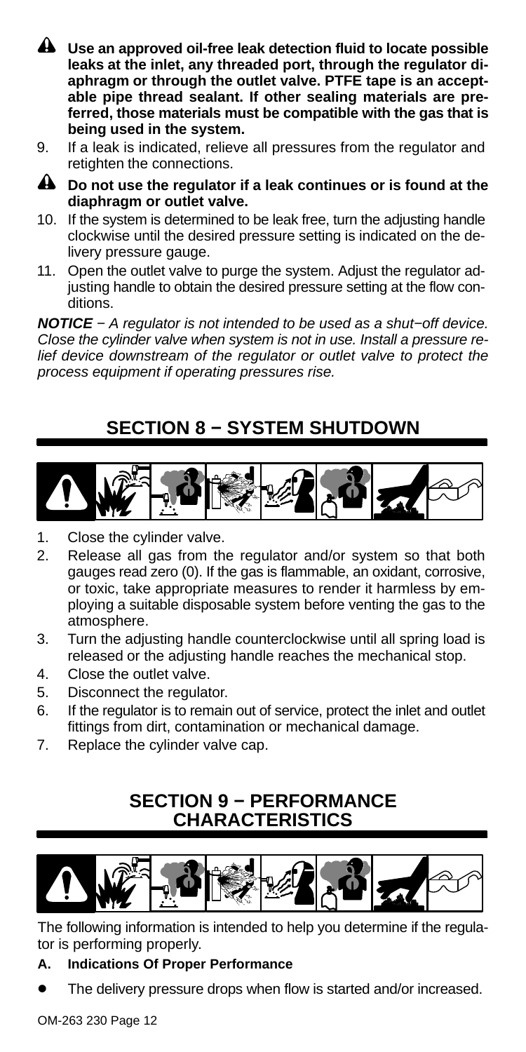**Use an approved oil-free leak detection fluid to locate possible leaks at the inlet, any threaded port, through the regulator diaphragm or through the outlet valve. PTFE tape is an acceptable pipe thread sealant. If other sealing materials are preferred, those materials must be compatible with the gas that is being used in the system.**

9. If a leak is indicated, relieve all pressures from the regulator and retighten the connections.

**Do not use the regulator if a leak continues or is found at the diaphragm or outlet valve.**

10. If the system is determined to be leak free, turn the adjusting handle clockwise until the desired pressure setting is indicated on the delivery pressure gauge.
11. Open the outlet valve to purge the system. Adjust the regulator adjusting handle to obtain the desired pressure setting at the flow conditions.

***NOTICE*** *− A regulator is not intended to be used as a shut−off device. Close the cylinder valve when system is not in use. Install a pressure relief device downstream of the regulator or outlet valve to protect the process equipment if operating pressures rise.*

## SECTION 8 − SYSTEM SHUTDOWN

1. Close the cylinder valve.
2. Release all gas from the regulator and/or system so that both gauges read zero (0). If the gas is flammable, an oxidant, corrosive, or toxic, take appropriate measures to render it harmless by employing a suitable disposable system before venting the gas to the atmosphere.
3. Turn the adjusting handle counterclockwise until all spring load is released or the adjusting handle reaches the mechanical stop.
4. Close the outlet valve.
5. Disconnect the regulator.
6. If the regulator is to remain out of service, protect the inlet and outlet fittings from dirt, contamination or mechanical damage.
7. Replace the cylinder valve cap.

## SECTION 9 − PERFORMANCE CHARACTERISTICS

The following information is intended to help you determine if the regulator is performing properly.

**A. Indications Of Proper Performance**

- The delivery pressure drops when flow is started and/or increased.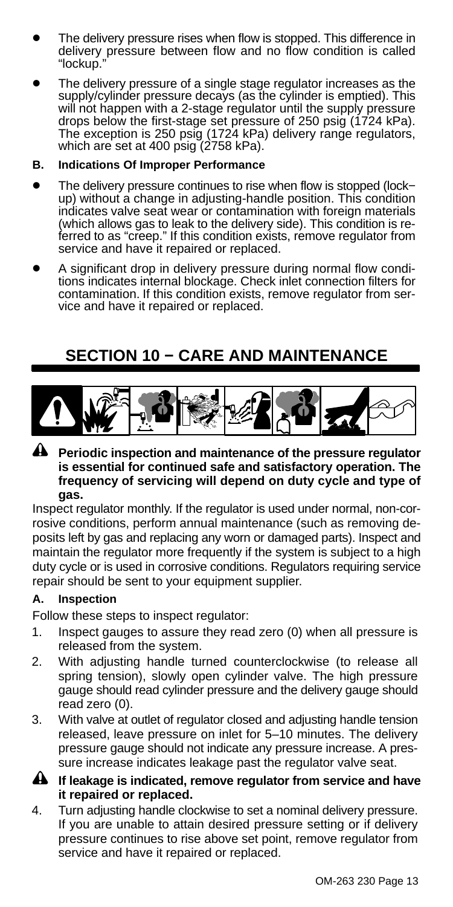- The delivery pressure rises when flow is stopped. This difference in delivery pressure between flow and no flow condition is called "lockup."
- The delivery pressure of a single stage regulator increases as the supply/cylinder pressure decays (as the cylinder is emptied). This will not happen with a 2-stage regulator until the supply pressure drops below the first-stage set pressure of 250 psig (1724 kPa). The exception is 250 psig (1724 kPa) delivery range regulators, which are set at 400 psig (2758 kPa).

**B. Indications Of Improper Performance**

- The delivery pressure continues to rise when flow is stopped (lock−up) without a change in adjusting-handle position. This condition indicates valve seat wear or contamination with foreign materials (which allows gas to leak to the delivery side). This condition is referred to as "creep." If this condition exists, remove regulator from service and have it repaired or replaced.
- A significant drop in delivery pressure during normal flow conditions indicates internal blockage. Check inlet connection filters for contamination. If this condition exists, remove regulator from service and have it repaired or replaced.

# SECTION 10 − CARE AND MAINTENANCE

**Periodic inspection and maintenance of the pressure regulator is essential for continued safe and satisfactory operation. The frequency of servicing will depend on duty cycle and type of gas.**

Inspect regulator monthly. If the regulator is used under normal, non-corrosive conditions, perform annual maintenance (such as removing deposits left by gas and replacing any worn or damaged parts). Inspect and maintain the regulator more frequently if the system is subject to a high duty cycle or is used in corrosive conditions. Regulators requiring service repair should be sent to your equipment supplier.

**A. Inspection**

Follow these steps to inspect regulator:

1. Inspect gauges to assure they read zero (0) when all pressure is released from the system.
2. With adjusting handle turned counterclockwise (to release all spring tension), slowly open cylinder valve. The high pressure gauge should read cylinder pressure and the delivery gauge should read zero (0).
3. With valve at outlet of regulator closed and adjusting handle tension released, leave pressure on inlet for 5–10 minutes. The delivery pressure gauge should not indicate any pressure increase. A pressure increase indicates leakage past the regulator valve seat.

**If leakage is indicated, remove regulator from service and have it repaired or replaced.**

4. Turn adjusting handle clockwise to set a nominal delivery pressure. If you are unable to attain desired pressure setting or if delivery pressure continues to rise above set point, remove regulator from service and have it repaired or replaced.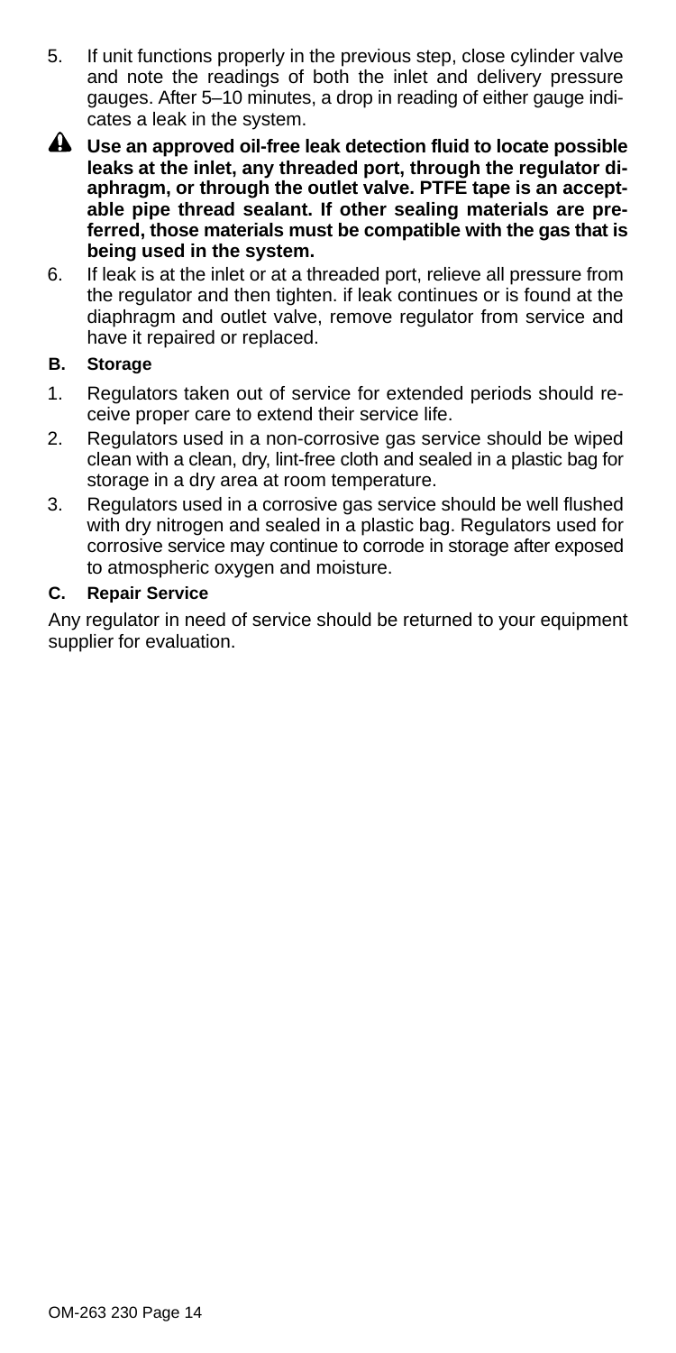5. If unit functions properly in the previous step, close cylinder valve and note the readings of both the inlet and delivery pressure gauges. After 5–10 minutes, a drop in reading of either gauge indicates a leak in the system.

**Use an approved oil-free leak detection fluid to locate possible leaks at the inlet, any threaded port, through the regulator diaphragm, or through the outlet valve. PTFE tape is an acceptable pipe thread sealant. If other sealing materials are preferred, those materials must be compatible with the gas that is being used in the system.**

6. If leak is at the inlet or at a threaded port, relieve all pressure from the regulator and then tighten. if leak continues or is found at the diaphragm and outlet valve, remove regulator from service and have it repaired or replaced.

### B. Storage

1. Regulators taken out of service for extended periods should receive proper care to extend their service life.
2. Regulators used in a non-corrosive gas service should be wiped clean with a clean, dry, lint-free cloth and sealed in a plastic bag for storage in a dry area at room temperature.
3. Regulators used in a corrosive gas service should be well flushed with dry nitrogen and sealed in a plastic bag. Regulators used for corrosive service may continue to corrode in storage after exposed to atmospheric oxygen and moisture.

### C. Repair Service

Any regulator in need of service should be returned to your equipment supplier for evaluation.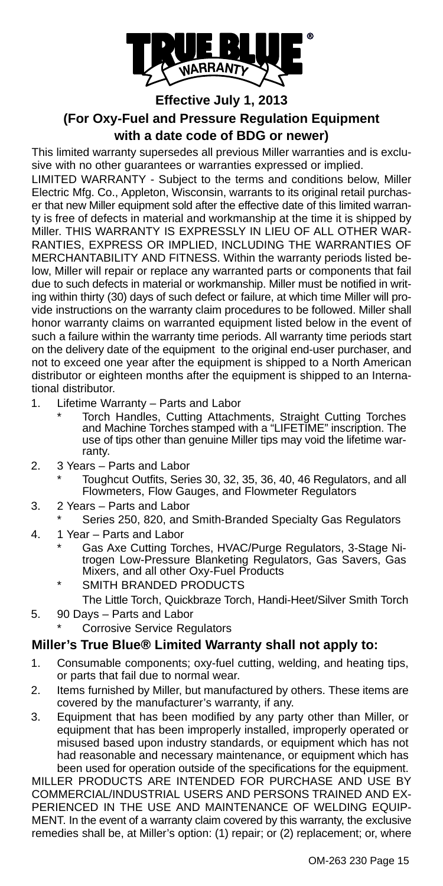TRUE BLUE® WARRANTY

**Effective July 1, 2013**

## (For Oxy-Fuel and Pressure Regulation Equipment with a date code of BDG or newer)

This limited warranty supersedes all previous Miller warranties and is exclusive with no other guarantees or warranties expressed or implied.

LIMITED WARRANTY - Subject to the terms and conditions below, Miller Electric Mfg. Co., Appleton, Wisconsin, warrants to its original retail purchaser that new Miller equipment sold after the effective date of this limited warranty is free of defects in material and workmanship at the time it is shipped by Miller. THIS WARRANTY IS EXPRESSLY IN LIEU OF ALL OTHER WARRANTIES, EXPRESS OR IMPLIED, INCLUDING THE WARRANTIES OF MERCHANTABILITY AND FITNESS. Within the warranty periods listed below, Miller will repair or replace any warranted parts or components that fail due to such defects in material or workmanship. Miller must be notified in writing within thirty (30) days of such defect or failure, at which time Miller will provide instructions on the warranty claim procedures to be followed. Miller shall honor warranty claims on warranted equipment listed below in the event of such a failure within the warranty time periods. All warranty time periods start on the delivery date of the equipment to the original end-user purchaser, and not to exceed one year after the equipment is shipped to a North American distributor or eighteen months after the equipment is shipped to an International distributor.

1. Lifetime Warranty – Parts and Labor
   * Torch Handles, Cutting Attachments, Straight Cutting Torches and Machine Torches stamped with a "LIFETIME" inscription. The use of tips other than genuine Miller tips may void the lifetime warranty.
2. 3 Years – Parts and Labor
   * Toughcut Outfits, Series 30, 32, 35, 36, 40, 46 Regulators, and all Flowmeters, Flow Gauges, and Flowmeter Regulators
3. 2 Years – Parts and Labor
   * Series 250, 820, and Smith-Branded Specialty Gas Regulators
4. 1 Year – Parts and Labor
   * Gas Axe Cutting Torches, HVAC/Purge Regulators, 3-Stage Nitrogen Low-Pressure Blanketing Regulators, Gas Savers, Gas Mixers, and all other Oxy-Fuel Products
   * SMITH BRANDED PRODUCTS

     The Little Torch, Quickbraze Torch, Handi-Heet/Silver Smith Torch
5. 90 Days – Parts and Labor
   * Corrosive Service Regulators

## Miller's True Blue® Limited Warranty shall not apply to:

1. Consumable components; oxy-fuel cutting, welding, and heating tips, or parts that fail due to normal wear.
2. Items furnished by Miller, but manufactured by others. These items are covered by the manufacturer's warranty, if any.
3. Equipment that has been modified by any party other than Miller, or equipment that has been improperly installed, improperly operated or misused based upon industry standards, or equipment which has not had reasonable and necessary maintenance, or equipment which has been used for operation outside of the specifications for the equipment.

MILLER PRODUCTS ARE INTENDED FOR PURCHASE AND USE BY COMMERCIAL/INDUSTRIAL USERS AND PERSONS TRAINED AND EXPERIENCED IN THE USE AND MAINTENANCE OF WELDING EQUIPMENT. In the event of a warranty claim covered by this warranty, the exclusive remedies shall be, at Miller's option: (1) repair; or (2) replacement; or, where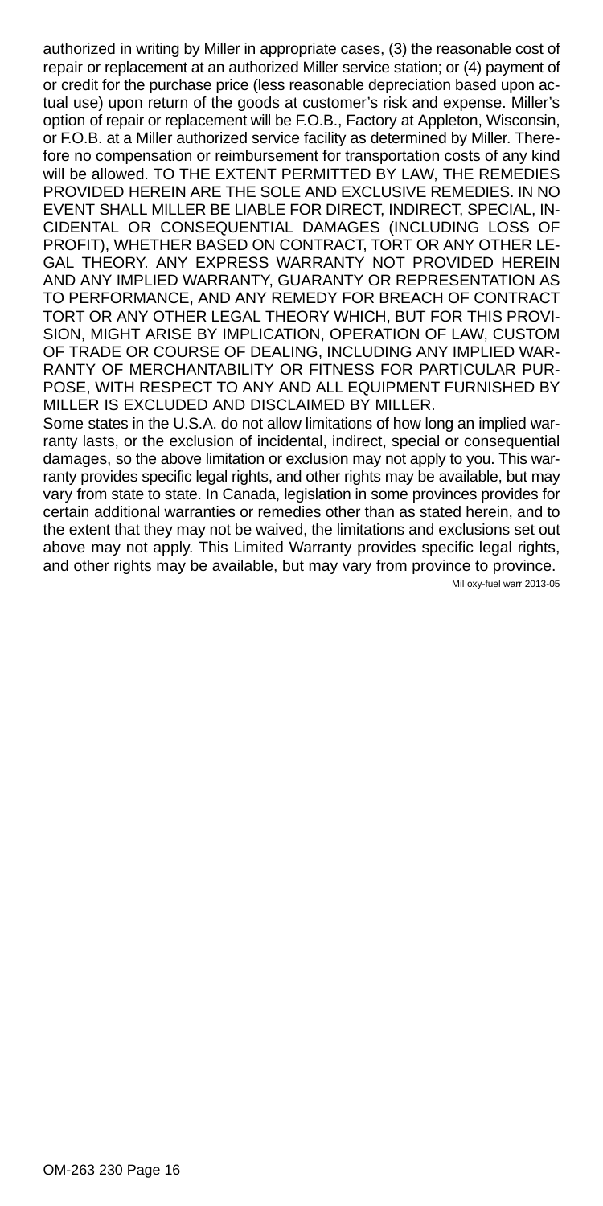authorized in writing by Miller in appropriate cases, (3) the reasonable cost of repair or replacement at an authorized Miller service station; or (4) payment of or credit for the purchase price (less reasonable depreciation based upon actual use) upon return of the goods at customer's risk and expense. Miller's option of repair or replacement will be F.O.B., Factory at Appleton, Wisconsin, or F.O.B. at a Miller authorized service facility as determined by Miller. Therefore no compensation or reimbursement for transportation costs of any kind will be allowed. TO THE EXTENT PERMITTED BY LAW, THE REMEDIES PROVIDED HEREIN ARE THE SOLE AND EXCLUSIVE REMEDIES. IN NO EVENT SHALL MILLER BE LIABLE FOR DIRECT, INDIRECT, SPECIAL, INCIDENTAL OR CONSEQUENTIAL DAMAGES (INCLUDING LOSS OF PROFIT), WHETHER BASED ON CONTRACT, TORT OR ANY OTHER LEGAL THEORY. ANY EXPRESS WARRANTY NOT PROVIDED HEREIN AND ANY IMPLIED WARRANTY, GUARANTY OR REPRESENTATION AS TO PERFORMANCE, AND ANY REMEDY FOR BREACH OF CONTRACT TORT OR ANY OTHER LEGAL THEORY WHICH, BUT FOR THIS PROVISION, MIGHT ARISE BY IMPLICATION, OPERATION OF LAW, CUSTOM OF TRADE OR COURSE OF DEALING, INCLUDING ANY IMPLIED WARRANTY OF MERCHANTABILITY OR FITNESS FOR PARTICULAR PURPOSE, WITH RESPECT TO ANY AND ALL EQUIPMENT FURNISHED BY MILLER IS EXCLUDED AND DISCLAIMED BY MILLER.

Some states in the U.S.A. do not allow limitations of how long an implied warranty lasts, or the exclusion of incidental, indirect, special or consequential damages, so the above limitation or exclusion may not apply to you. This warranty provides specific legal rights, and other rights may be available, but may vary from state to state. In Canada, legislation in some provinces provides for certain additional warranties or remedies other than as stated herein, and to the extent that they may not be waived, the limitations and exclusions set out above may not apply. This Limited Warranty provides specific legal rights, and other rights may be available, but may vary from province to province.

Mil oxy-fuel warr 2013-05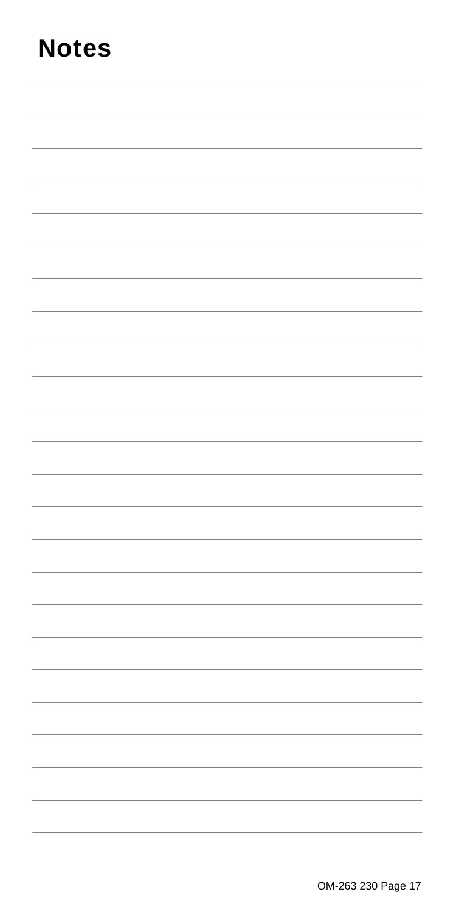# Notes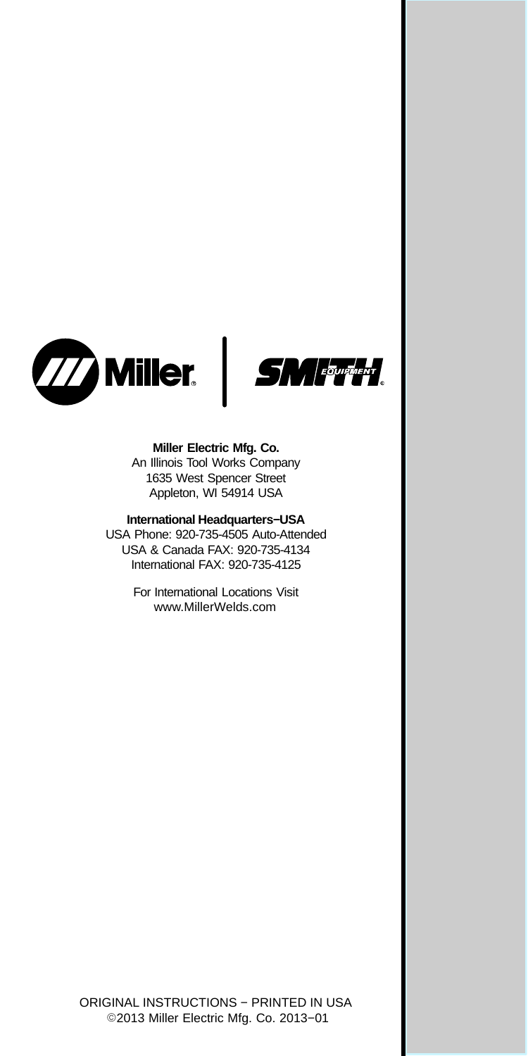**Miller Electric Mfg. Co.**
An Illinois Tool Works Company
1635 West Spencer Street
Appleton, WI 54914 USA

**International Headquarters−USA**
USA Phone: 920-735-4505 Auto-Attended
USA & Canada FAX: 920-735-4134
International FAX: 920-735-4125

For International Locations Visit
www.MillerWelds.com

ORIGINAL INSTRUCTIONS − PRINTED IN USA
©2013 Miller Electric Mfg. Co. 2013−01